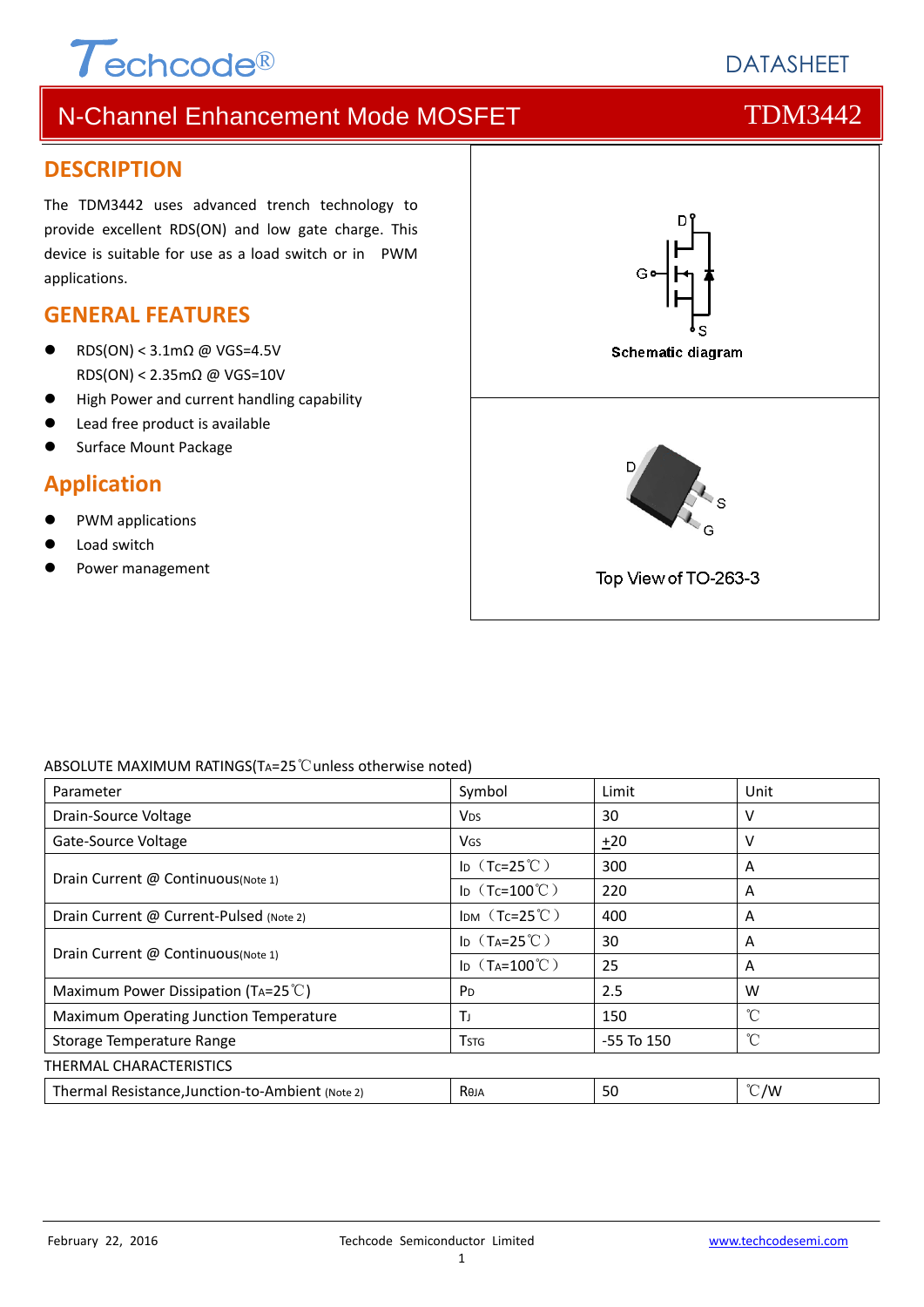# N-Channel Enhancement Mode MOSFET — TDM3442

## DESCRIPTION

The TDM3442 uses advanced trench technology to provide excellent RDS(ON) and low gate charge. This device is suitable for use as a load switch or in PWM applications.

## GENERAL FEATURES

- RDS(ON) < 3.1mΩ @ VGS=4.5V
  RDS(ON) < 2.35mΩ @ VGS=10V
- High Power and current handling capability
- Lead free product is available
- Surface Mount Package

## Application

- PWM applications
- Load switch
- Power management

Schematic diagram

Top View of TO-263-3

ABSOLUTE MAXIMUM RATINGS($T_A$=25℃unless otherwise noted)

| Parameter | Symbol | Limit | Unit |
|---|---|---|---|
| Drain-Source Voltage | $V_{DS}$ | 30 | V |
| Gate-Source Voltage | $V_{GS}$ | $\pm$20 | V |
| Drain Current @ Continuous(Note 1) | $I_D$（$T_C$=25℃） | 300 | A |
| | $I_D$（$T_C$=100℃） | 220 | A |
| Drain Current @ Current-Pulsed (Note 2) | $I_{DM}$（$T_C$=25℃） | 400 | A |
| Drain Current @ Continuous(Note 1) | $I_D$（$T_A$=25℃） | 30 | A |
| | $I_D$（$T_A$=100℃） | 25 | A |
| Maximum Power Dissipation ($T_A$=25℃) | $P_D$ | 2.5 | W |
| Maximum Operating Junction Temperature | $T_J$ | 150 | ℃ |
| Storage Temperature Range | $T_{STG}$ | -55 To 150 | ℃ |

THERMAL CHARACTERISTICS

| Parameter | Symbol | Limit | Unit |
|---|---|---|---|
| Thermal Resistance,Junction-to-Ambient (Note 2) | $R_{\theta JA}$ | 50 | ℃/W |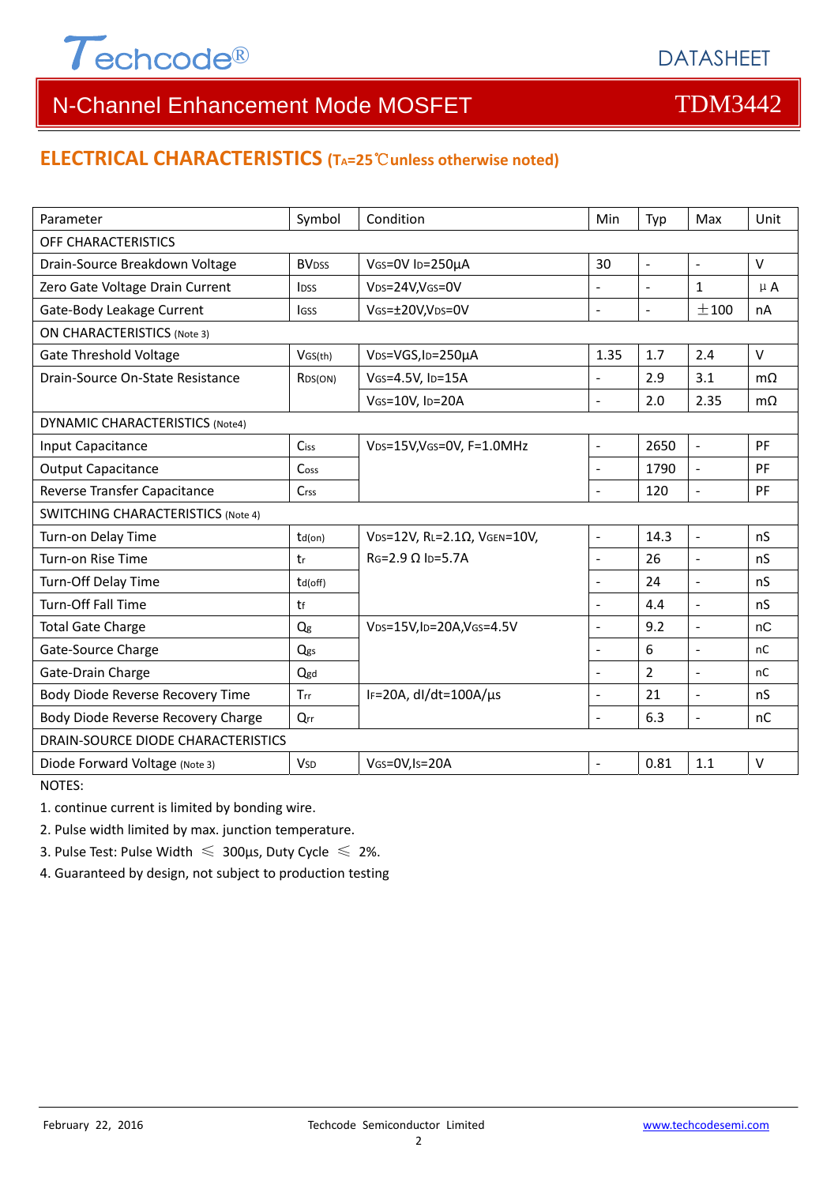# N-Channel Enhancement Mode MOSFET TDM3442

## ELECTRICAL CHARACTERISTICS ($T_A$=25℃unless otherwise noted)

| Parameter | Symbol | Condition | Min | Typ | Max | Unit |
|---|---|---|---|---|---|---|
| OFF CHARACTERISTICS | | | | | | |
| Drain-Source Breakdown Voltage | $BV_{DSS}$ | $V_{GS}$=0V $I_D$=250μA | 30 | - | - | V |
| Zero Gate Voltage Drain Current | $I_{DSS}$ | $V_{DS}$=24V,$V_{GS}$=0V | - | - | 1 | μA |
| Gate-Body Leakage Current | $I_{GSS}$ | $V_{GS}$=±20V,$V_{DS}$=0V | - | - | ±100 | nA |
| ON CHARACTERISTICS (Note 3) | | | | | | |
| Gate Threshold Voltage | $V_{GS(th)}$ | $V_{DS}$=VGS,$I_D$=250μA | 1.35 | 1.7 | 2.4 | V |
| Drain-Source On-State Resistance | $R_{DS(ON)}$ | $V_{GS}$=4.5V, $I_D$=15A | - | 2.9 | 3.1 | mΩ |
| | | $V_{GS}$=10V, $I_D$=20A | - | 2.0 | 2.35 | mΩ |
| DYNAMIC CHARACTERISTICS (Note4) | | | | | | |
| Input Capacitance | $C_{iss}$ | $V_{DS}$=15V,$V_{GS}$=0V, F=1.0MHz | - | 2650 | - | PF |
| Output Capacitance | $C_{oss}$ | | - | 1790 | - | PF |
| Reverse Transfer Capacitance | $C_{rss}$ | | - | 120 | - | PF |
| SWITCHING CHARACTERISTICS (Note 4) | | | | | | |
| Turn-on Delay Time | $t_{d(on)}$ | $V_{DS}$=12V, $R_L$=2.1Ω, $V_{GEN}$=10V, $R_G$=2.9 Ω $I_D$=5.7A | - | 14.3 | - | nS |
| Turn-on Rise Time | $t_r$ | | - | 26 | - | nS |
| Turn-Off Delay Time | $t_{d(off)}$ | | - | 24 | - | nS |
| Turn-Off Fall Time | $t_f$ | | - | 4.4 | - | nS |
| Total Gate Charge | $Q_g$ | $V_{DS}$=15V,$I_D$=20A,$V_{GS}$=4.5V | - | 9.2 | - | nC |
| Gate-Source Charge | $Q_{gs}$ | | - | 6 | - | nC |
| Gate-Drain Charge | $Q_{gd}$ | | - | 2 | - | nC |
| Body Diode Reverse Recovery Time | $T_{rr}$ | $I_F$=20A, dI/dt=100A/μs | - | 21 | - | nS |
| Body Diode Reverse Recovery Charge | $Q_{rr}$ | | - | 6.3 | - | nC |
| DRAIN-SOURCE DIODE CHARACTERISTICS | | | | | | |
| Diode Forward Voltage (Note 3) | $V_{SD}$ | $V_{GS}$=0V,$I_S$=20A | - | 0.81 | 1.1 | V |

NOTES:

1. continue current is limited by bonding wire.
2. Pulse width limited by max. junction temperature.
3. Pulse Test: Pulse Width ≤ 300μs, Duty Cycle ≤ 2%.
4. Guaranteed by design, not subject to production testing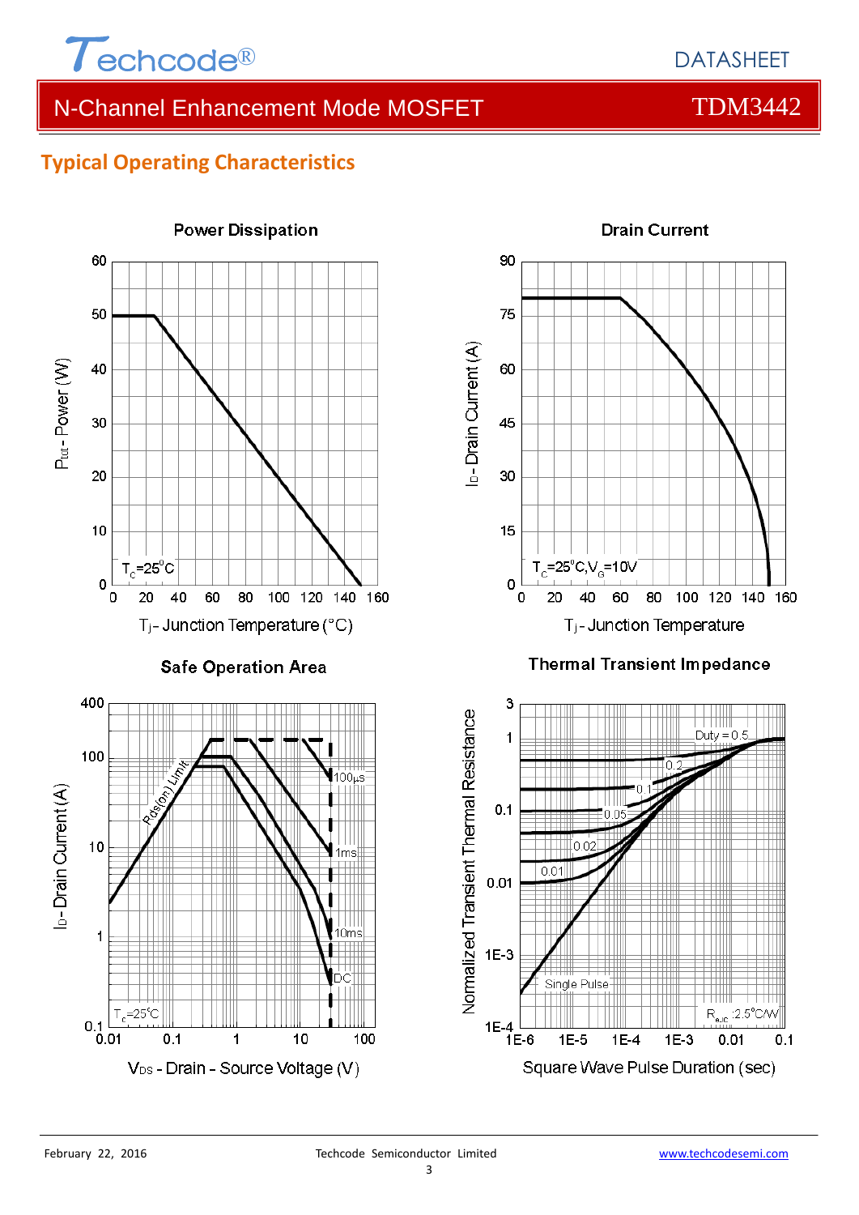## Typical Operating Characteristics

**Power Dissipation**

$P_{tot}$ - Power (W)

$T_C$=25°C

$T_j$ - Junction Temperature (°C)

**Drain Current**

$I_D$ - Drain Current (A)

$T_C$=25°C, $V_G$=10V

$T_j$ - Junction Temperature

**Safe Operation Area**

$I_D$ - Drain Current (A)

Rds(on) Limit

100µs

1ms

10ms

DC

$T_C$=25°C

$V_{DS}$ - Drain - Source Voltage (V)

**Thermal Transient Impedance**

Normalized Transient Thermal Resistance

Duty = 0.5

0.2

0.1

0.05

0.02

0.01

Single Pulse

$R_{\theta JC}$ :2.5°C/W

Square Wave Pulse Duration (sec)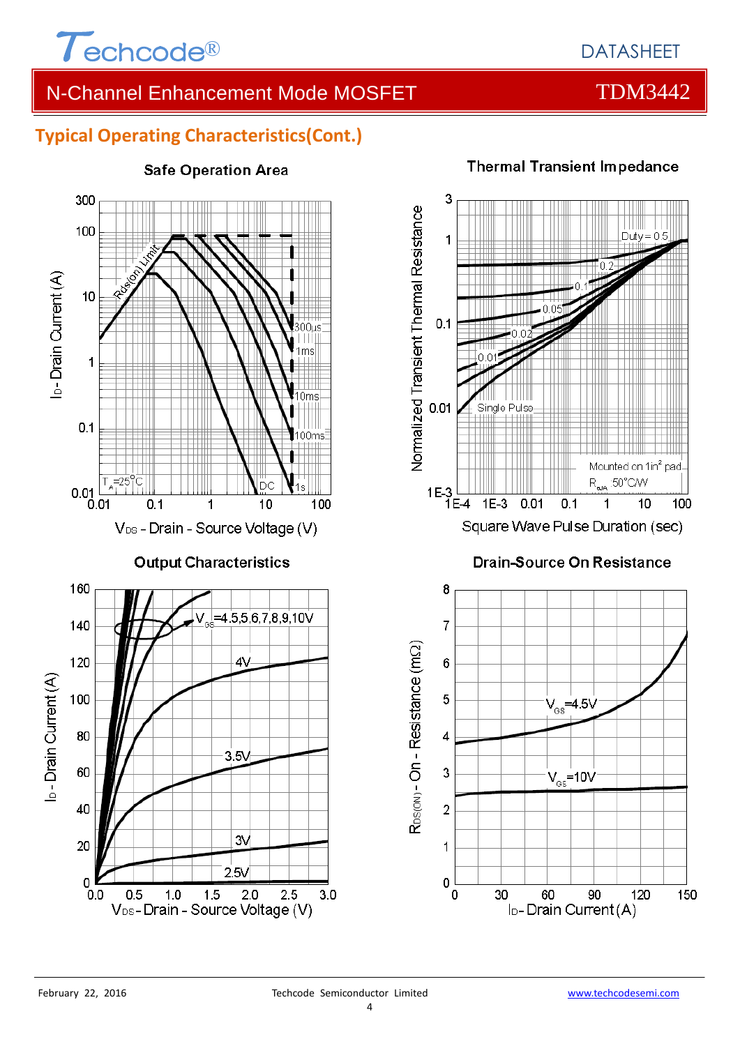## Typical Operating Characteristics(Cont.)

**Safe Operation Area**

**Thermal Transient Impedance**

**Output Characteristics**

**Drain-Source On Resistance**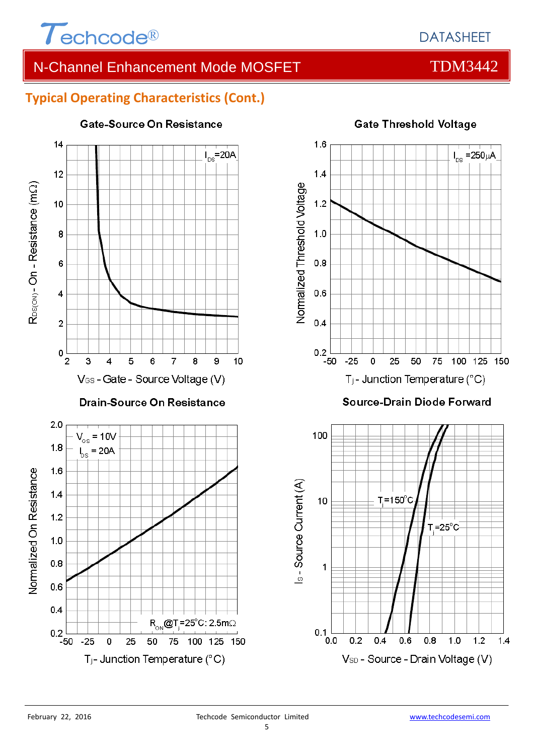## Typical Operating Characteristics (Cont.)

**Gate-Source On Resistance**

$I_{DS}$=20A

$R_{DS(ON)}$ - On - Resistance (mΩ)

$V_{GS}$ - Gate - Source Voltage (V)

**Gate Threshold Voltage**

$I_{DS}$ =250μA

Normalized Threshold Voltage

$T_j$ - Junction Temperature (°C)

**Drain-Source On Resistance**

$V_{GS}$ = 10V

$I_{DS}$ = 20A

$R_{ON}$@$T_j$=25°C: 2.5mΩ

Normalized On Resistance

$T_j$ - Junction Temperature (°C)

**Source-Drain Diode Forward**

$T_j$=150°C

$T_j$=25°C

$I_S$ - Source Current (A)

$V_{SD}$ - Source - Drain Voltage (V)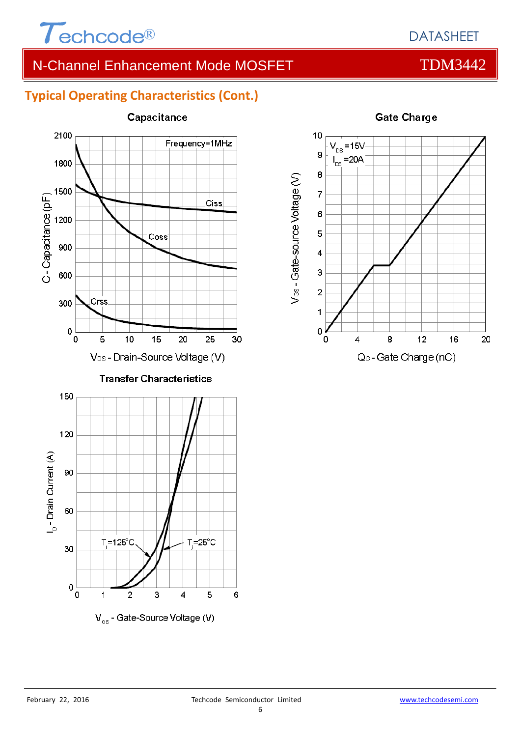## Typical Operating Characteristics (Cont.)

**Capacitance**

Frequency=1MHz

C - Capacitance (pF) vs. $V_{DS}$ - Drain-Source Voltage (V)

Ciss, Coss, Crss

**Gate Charge**

$V_{DS}$=15V
$I_{DS}$=20A

$V_{GS}$ - Gate-source Voltage (V) vs. $Q_G$ - Gate Charge (nC)

**Transfer Characteristics**

$T_j$=125°C, $T_j$=25°C

$I_D$ - Drain Current (A) vs. $V_{GS}$ - Gate-Source Voltage (V)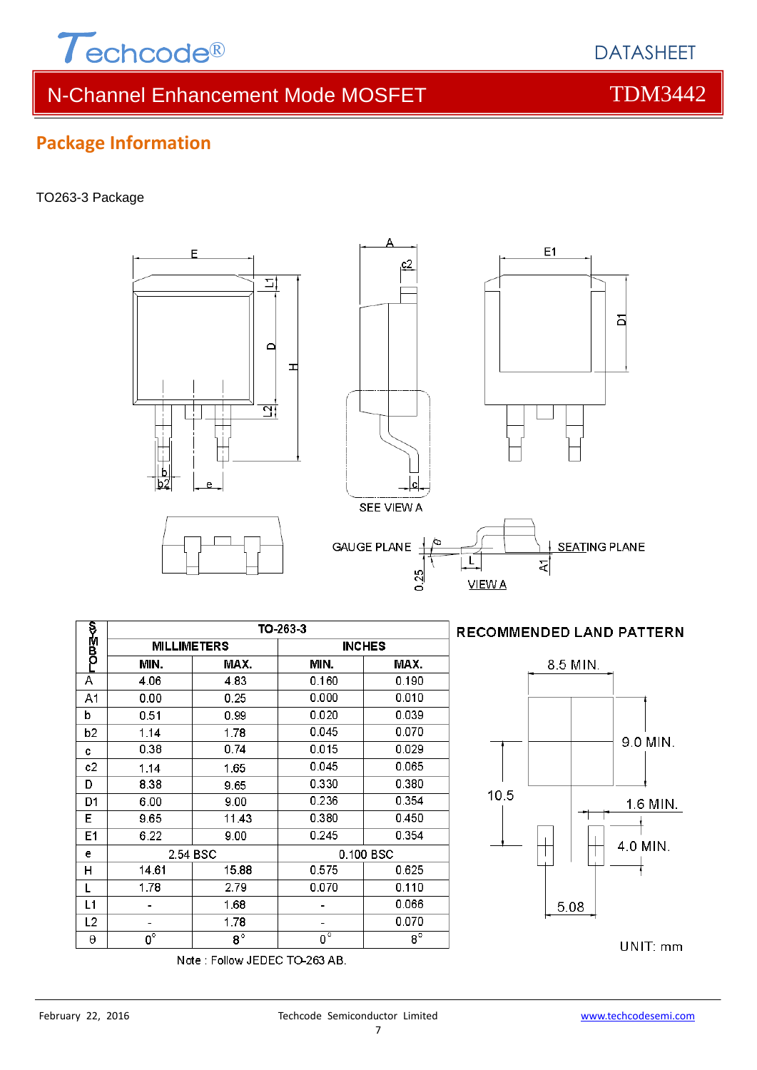## Package Information

TO263-3 Package

| SYMBOL | TO-263-3 | | | |
|---|---|---|---|---|
| | MILLIMETERS | | INCHES | |
| | MIN. | MAX. | MIN. | MAX. |
| A | 4.06 | 4.83 | 0.160 | 0.190 |
| A1 | 0.00 | 0.25 | 0.000 | 0.010 |
| b | 0.51 | 0.99 | 0.020 | 0.039 |
| b2 | 1.14 | 1.78 | 0.045 | 0.070 |
| c | 0.38 | 0.74 | 0.015 | 0.029 |
| c2 | 1.14 | 1.65 | 0.045 | 0.065 |
| D | 8.38 | 9.65 | 0.330 | 0.380 |
| D1 | 6.00 | 9.00 | 0.236 | 0.354 |
| E | 9.65 | 11.43 | 0.380 | 0.450 |
| E1 | 6.22 | 9.00 | 0.245 | 0.354 |
| e | 2.54 BSC | | 0.100 BSC | |
| H | 14.61 | 15.88 | 0.575 | 0.625 |
| L | 1.78 | 2.79 | 0.070 | 0.110 |
| L1 | - | 1.68 | - | 0.066 |
| L2 | - | 1.78 | - | 0.070 |
| θ | 0° | 8° | 0° | 8° |

Note : Follow JEDEC TO-263 AB.

RECOMMENDED LAND PATTERN

UNIT: mm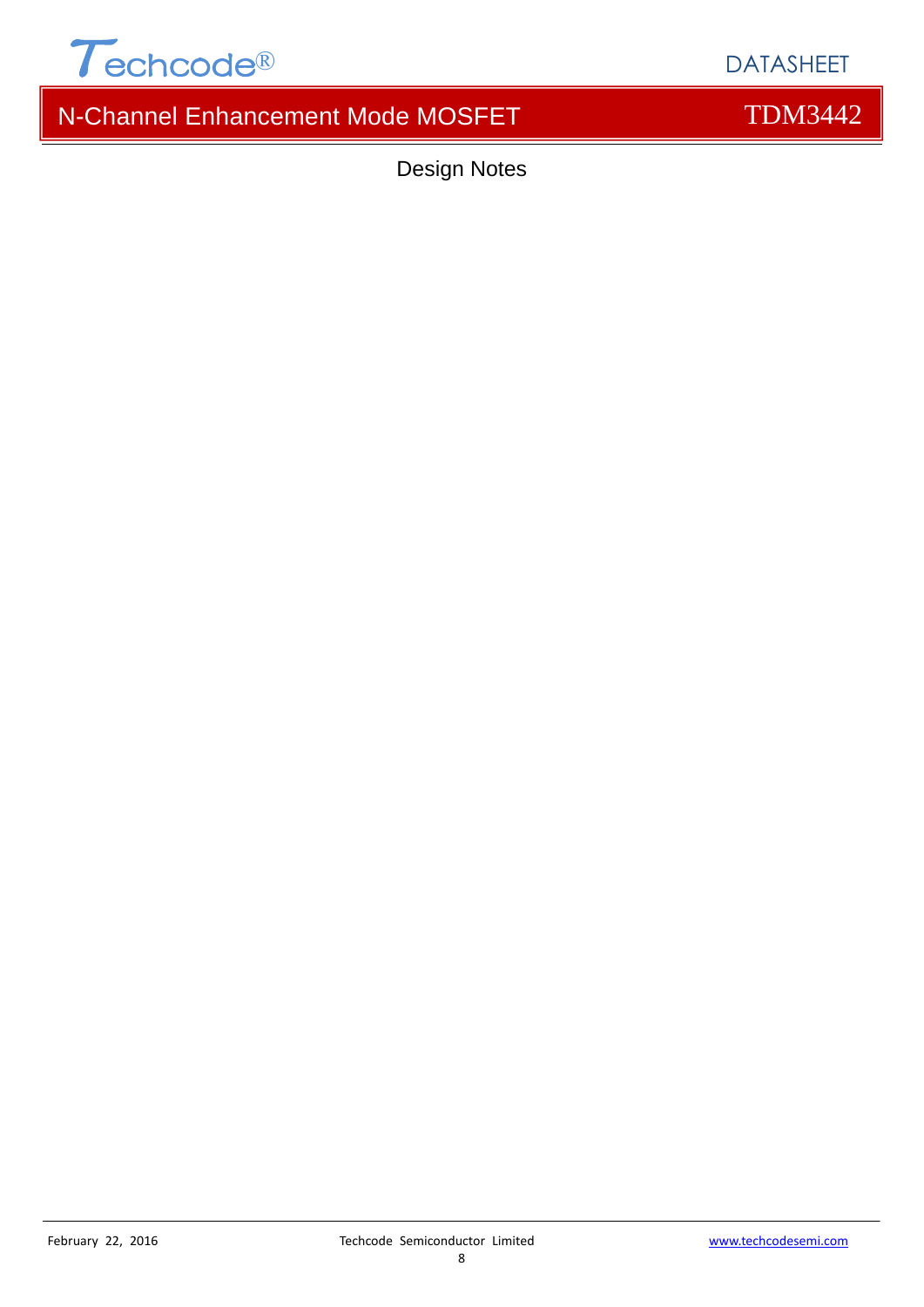Design Notes